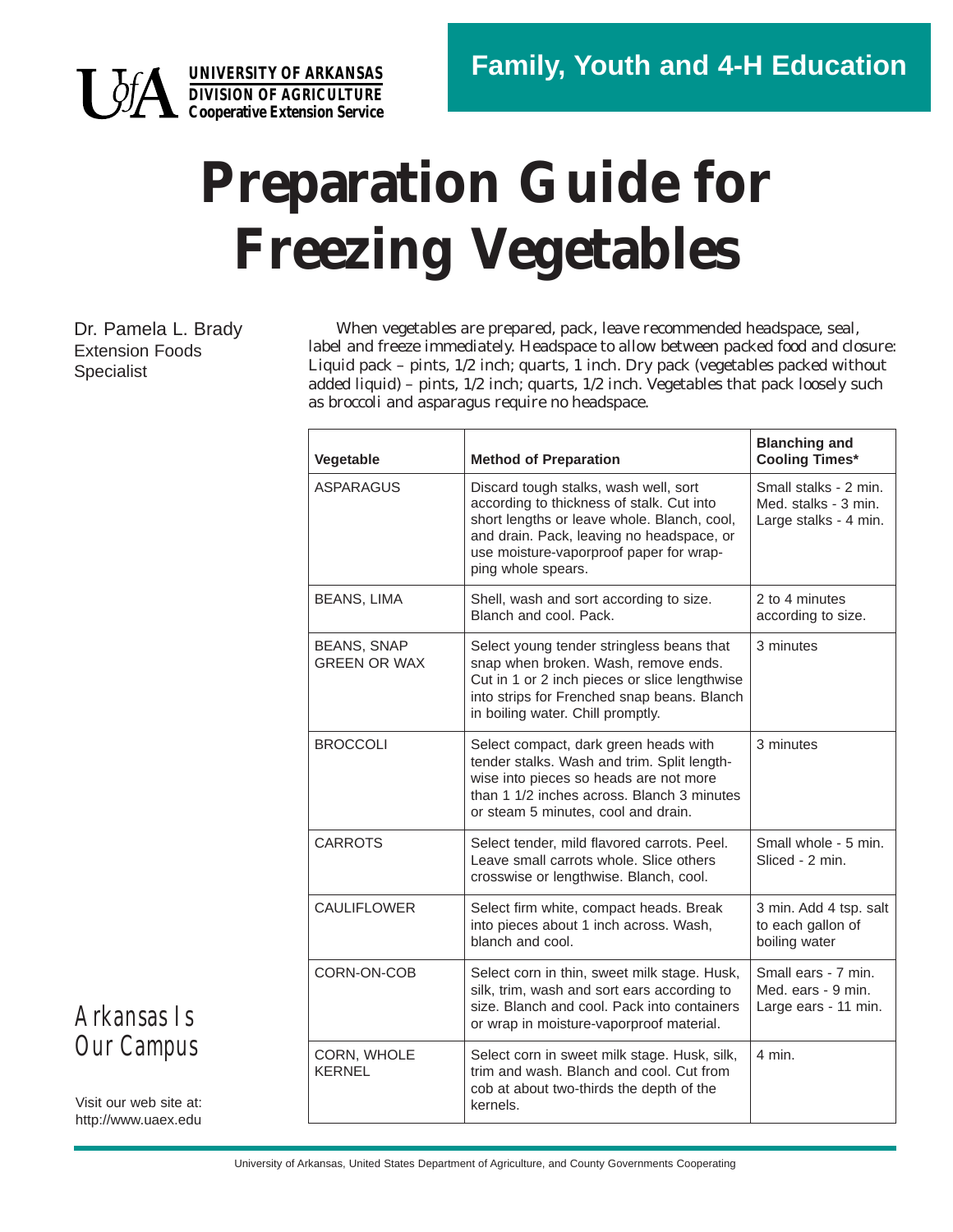UNIVERSITY OF ARKANSAS
DIVISION OF AGRICULTURE
Cooperative Extension Service

**Family, Youth and 4-H Education**

# Preparation Guide for Freezing Vegetables

Dr. Pamela L. Brady
Extension Foods Specialist

When vegetables are prepared, pack, leave recommended headspace, seal, label and freeze immediately. Headspace to allow between packed food and closure: Liquid pack – pints, 1/2 inch; quarts, 1 inch. Dry pack (vegetables packed without added liquid) – pints, 1/2 inch; quarts, 1/2 inch. Vegetables that pack loosely such as broccoli and asparagus require no headspace.

| Vegetable | Method of Preparation | Blanching and Cooling Times* |
|---|---|---|
| ASPARAGUS | Discard tough stalks, wash well, sort according to thickness of stalk. Cut into short lengths or leave whole. Blanch, cool, and drain. Pack, leaving no headspace, or use moisture-vaporproof paper for wrapping whole spears. | Small stalks - 2 min. Med. stalks - 3 min. Large stalks - 4 min. |
| BEANS, LIMA | Shell, wash and sort according to size. Blanch and cool. Pack. | 2 to 4 minutes according to size. |
| BEANS, SNAP GREEN OR WAX | Select young tender stringless beans that snap when broken. Wash, remove ends. Cut in 1 or 2 inch pieces or slice lengthwise into strips for Frenched snap beans. Blanch in boiling water. Chill promptly. | 3 minutes |
| BROCCOLI | Select compact, dark green heads with tender stalks. Wash and trim. Split lengthwise into pieces so heads are not more than 1 1/2 inches across. Blanch 3 minutes or steam 5 minutes, cool and drain. | 3 minutes |
| CARROTS | Select tender, mild flavored carrots. Peel. Leave small carrots whole. Slice others crosswise or lengthwise. Blanch, cool. | Small whole - 5 min. Sliced - 2 min. |
| CAULIFLOWER | Select firm white, compact heads. Break into pieces about 1 inch across. Wash, blanch and cool. | 3 min. Add 4 tsp. salt to each gallon of boiling water |
| CORN-ON-COB | Select corn in thin, sweet milk stage. Husk, silk, trim, wash and sort ears according to size. Blanch and cool. Pack into containers or wrap in moisture-vaporproof material. | Small ears - 7 min. Med. ears - 9 min. Large ears - 11 min. |
| CORN, WHOLE KERNEL | Select corn in sweet milk stage. Husk, silk, trim and wash. Blanch and cool. Cut from cob at about two-thirds the depth of the kernels. | 4 min. |

Arkansas Is Our Campus

Visit our web site at: http://www.uaex.edu

University of Arkansas, United States Department of Agriculture, and County Governments Cooperating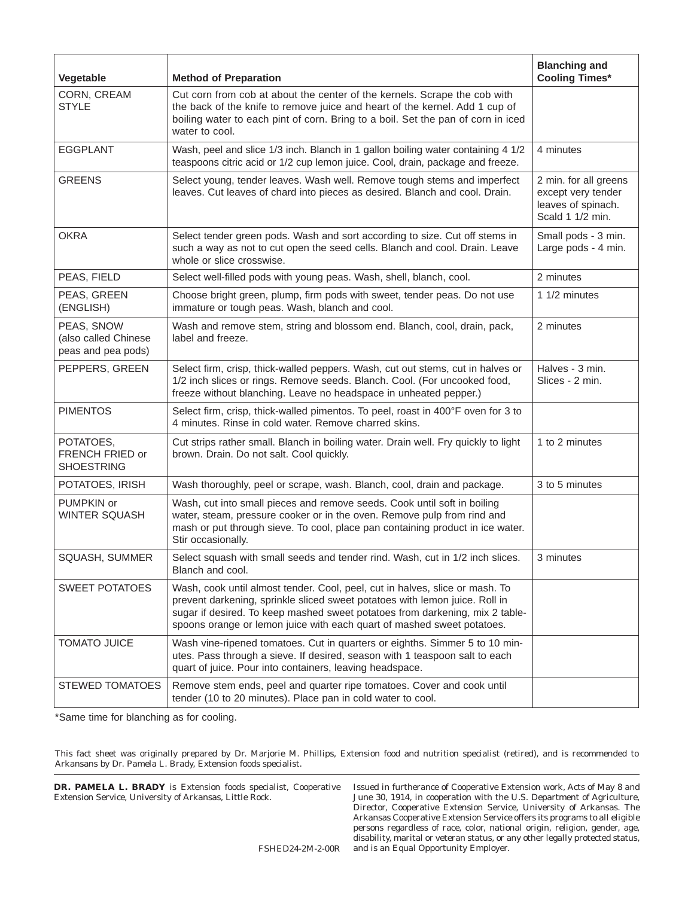| Vegetable | Method of Preparation | Blanching and Cooling Times* |
|---|---|---|
| CORN, CREAM STYLE | Cut corn from cob at about the center of the kernels. Scrape the cob with the back of the knife to remove juice and heart of the kernel. Add 1 cup of boiling water to each pint of corn. Bring to a boil. Set the pan of corn in iced water to cool. | |
| EGGPLANT | Wash, peel and slice 1/3 inch. Blanch in 1 gallon boiling water containing 4 1/2 teaspoons citric acid or 1/2 cup lemon juice. Cool, drain, package and freeze. | 4 minutes |
| GREENS | Select young, tender leaves. Wash well. Remove tough stems and imperfect leaves. Cut leaves of chard into pieces as desired. Blanch and cool. Drain. | 2 min. for all greens except very tender leaves of spinach. Scald 1 1/2 min. |
| OKRA | Select tender green pods. Wash and sort according to size. Cut off stems in such a way as not to cut open the seed cells. Blanch and cool. Drain. Leave whole or slice crosswise. | Small pods - 3 min. Large pods - 4 min. |
| PEAS, FIELD | Select well-filled pods with young peas. Wash, shell, blanch, cool. | 2 minutes |
| PEAS, GREEN (ENGLISH) | Choose bright green, plump, firm pods with sweet, tender peas. Do not use immature or tough peas. Wash, blanch and cool. | 1 1/2 minutes |
| PEAS, SNOW (also called Chinese peas and pea pods) | Wash and remove stem, string and blossom end. Blanch, cool, drain, pack, label and freeze. | 2 minutes |
| PEPPERS, GREEN | Select firm, crisp, thick-walled peppers. Wash, cut out stems, cut in halves or 1/2 inch slices or rings. Remove seeds. Blanch. Cool. (For uncooked food, freeze without blanching. Leave no headspace in unheated pepper.) | Halves - 3 min. Slices - 2 min. |
| PIMENTOS | Select firm, crisp, thick-walled pimentos. To peel, roast in 400°F oven for 3 to 4 minutes. Rinse in cold water. Remove charred skins. | |
| POTATOES, FRENCH FRIED or SHOESTRING | Cut strips rather small. Blanch in boiling water. Drain well. Fry quickly to light brown. Drain. Do not salt. Cool quickly. | 1 to 2 minutes |
| POTATOES, IRISH | Wash thoroughly, peel or scrape, wash. Blanch, cool, drain and package. | 3 to 5 minutes |
| PUMPKIN or WINTER SQUASH | Wash, cut into small pieces and remove seeds. Cook until soft in boiling water, steam, pressure cooker or in the oven. Remove pulp from rind and mash or put through sieve. To cool, place pan containing product in ice water. Stir occasionally. | |
| SQUASH, SUMMER | Select squash with small seeds and tender rind. Wash, cut in 1/2 inch slices. Blanch and cool. | 3 minutes |
| SWEET POTATOES | Wash, cook until almost tender. Cool, peel, cut in halves, slice or mash. To prevent darkening, sprinkle sliced sweet potatoes with lemon juice. Roll in sugar if desired. To keep mashed sweet potatoes from darkening, mix 2 tablespoons orange or lemon juice with each quart of mashed sweet potatoes. | |
| TOMATO JUICE | Wash vine-ripened tomatoes. Cut in quarters or eighths. Simmer 5 to 10 minutes. Pass through a sieve. If desired, season with 1 teaspoon salt to each quart of juice. Pour into containers, leaving headspace. | |
| STEWED TOMATOES | Remove stem ends, peel and quarter ripe tomatoes. Cover and cook until tender (10 to 20 minutes). Place pan in cold water to cool. | |

*Same time for blanching as for cooling.

*This fact sheet was originally prepared by Dr. Marjorie M. Phillips, Extension food and nutrition specialist (retired), and is recommended to Arkansans by Dr. Pamela L. Brady, Extension foods specialist.*

**DR. PAMELA L. BRADY** is Extension foods specialist, Cooperative Extension Service, University of Arkansas, Little Rock.

FSHED24-2M-2-00R

Issued in furtherance of Cooperative Extension work, Acts of May 8 and June 30, 1914, in cooperation with the U.S. Department of Agriculture, Director, Cooperative Extension Service, University of Arkansas. The Arkansas Cooperative Extension Service offers its programs to all eligible persons regardless of race, color, national origin, religion, gender, age, disability, marital or veteran status, or any other legally protected status, and is an Equal Opportunity Employer.